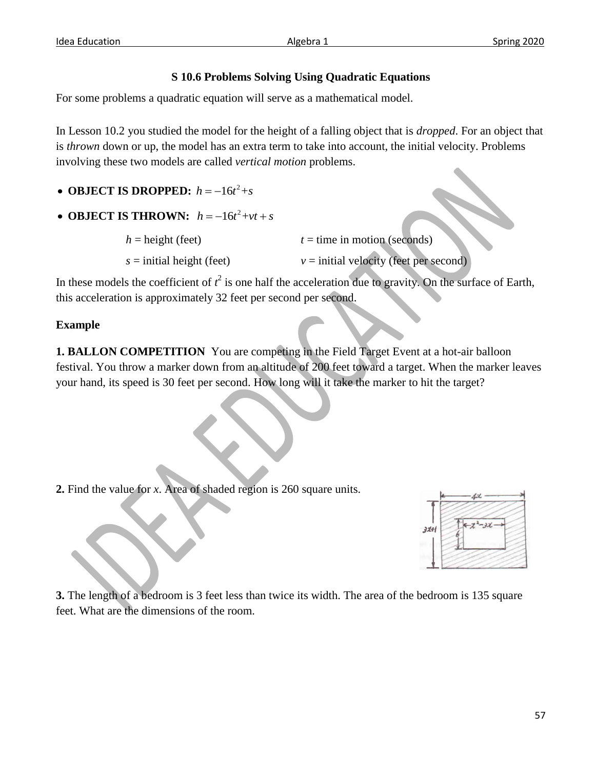### S 10.6 Problems Solving Using Quadratic Equations

For some problems a quadratic equation will serve as a mathematical model.

In Lesson 10.2 you studied the model for the height of a falling object that is *dropped*. For an object that is *thrown* down or up, the model has an extra term to take into account, the initial velocity. Problems involving these two models are called *vertical motion* problems.

- **OBJECT IS DROPPED:** $h = -16t^2 + s$
- **OBJECT IS THROWN:** $h = -16t^2 + vt + s$

| | |
|---|---|
| $h$ = height (feet) | $t$ = time in motion (seconds) |
| $s$ = initial height (feet) | $v$ = initial velocity (feet per second) |

In these models the coefficient of $t^2$ is one half the acceleration due to gravity. On the surface of Earth, this acceleration is approximately 32 feet per second per second.

**Example**

**1. BALLON COMPETITION** You are competing in the Field Target Event at a hot-air balloon festival. You throw a marker down from an altitude of 200 feet toward a target. When the marker leaves your hand, its speed is 30 feet per second. How long will it take the marker to hit the target?

**2.** Find the value for $x$. Area of shaded region is 260 square units.

**3.** The length of a bedroom is 3 feet less than twice its width. The area of the bedroom is 135 square feet. What are the dimensions of the room.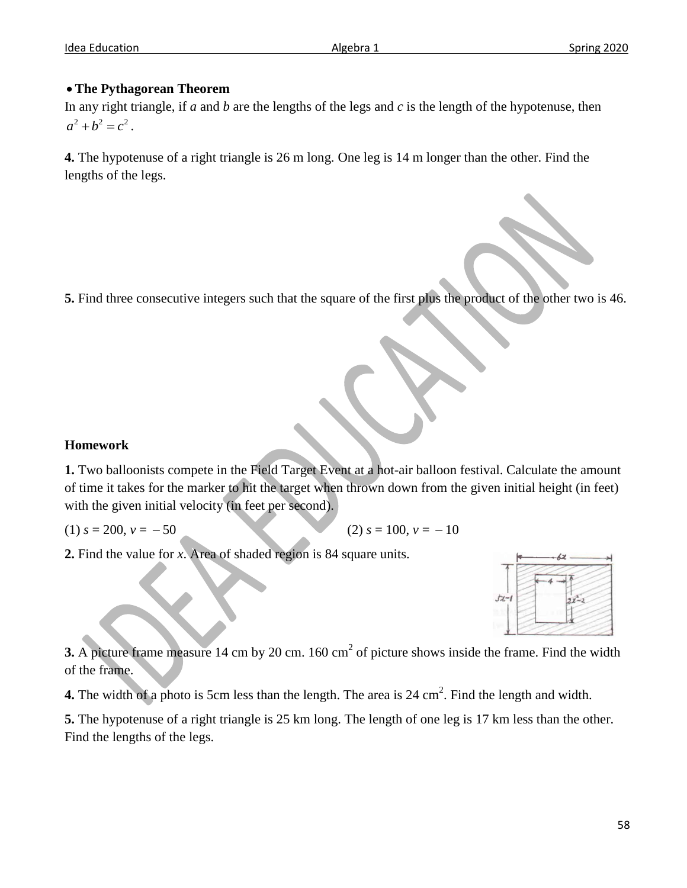- **The Pythagorean Theorem**

In any right triangle, if *a* and *b* are the lengths of the legs and *c* is the length of the hypotenuse, then $a^2 + b^2 = c^2$.

**4.** The hypotenuse of a right triangle is 26 m long. One leg is 14 m longer than the other. Find the lengths of the legs.

**5.** Find three consecutive integers such that the square of the first plus the product of the other two is 46.

**Homework**

**1.** Two balloonists compete in the Field Target Event at a hot-air balloon festival. Calculate the amount of time it takes for the marker to hit the target when thrown down from the given initial height (in feet) with the given initial velocity (in feet per second).

(1) $s = 200$, $v = -50$ (2) $s = 100$, $v = -10$

**2.** Find the value for *x*. Area of shaded region is 84 square units.

6x

4

5x-1

2x-2

**3.** A picture frame measure 14 cm by 20 cm. 160 cm$^2$ of picture shows inside the frame. Find the width of the frame.

**4.** The width of a photo is 5cm less than the length. The area is 24 cm$^2$. Find the length and width.

**5.** The hypotenuse of a right triangle is 25 km long. The length of one leg is 17 km less than the other. Find the lengths of the legs.